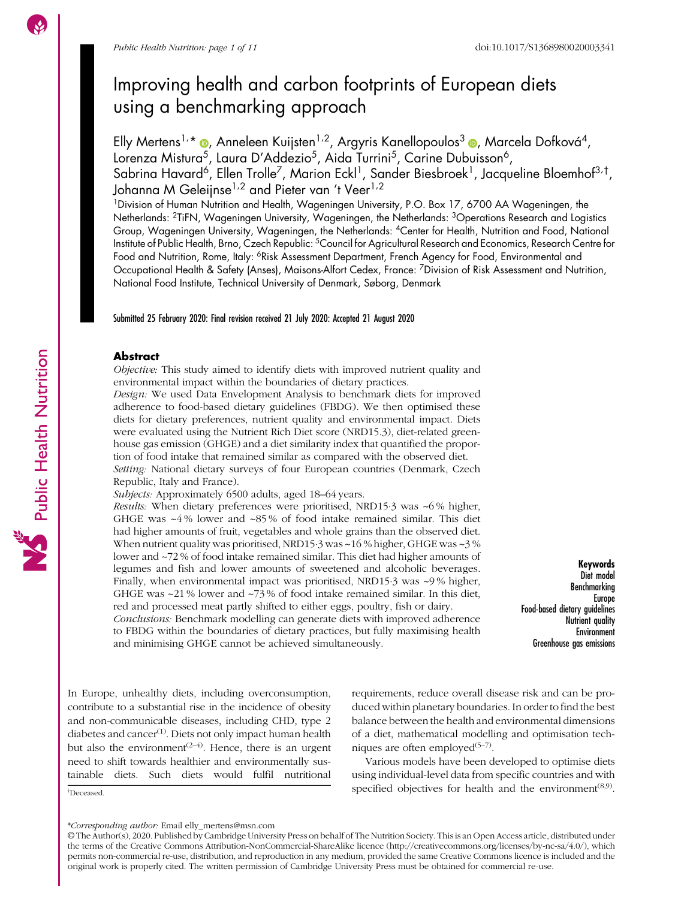# Improving health and carbon footprints of European diets using a benchmarking approach

Elly Mertens[1,*], Anneleen Kuijsten[1,2], Argyris Kanellopoulos[3], Marcela Dofková[4], Lorenza Mistura[5], Laura D'Addezio[5], Aida Turrini[5], Carine Dubuisson[6], Sabrina Havard[6], Ellen Trolle[7], Marion Eckl[1], Sander Biesbroek[1], Jacqueline Bloemhof[3,†], Johanna M Geleijnse[1,2] and Pieter van 't Veer[1,2]

[1]Division of Human Nutrition and Health, Wageningen University, P.O. Box 17, 6700 AA Wageningen, the Netherlands: [2]TiFN, Wageningen University, Wageningen, the Netherlands: [3]Operations Research and Logistics Group, Wageningen University, Wageningen, the Netherlands: [4]Center for Health, Nutrition and Food, National Institute of Public Health, Brno, Czech Republic: [5]Council for Agricultural Research and Economics, Research Centre for Food and Nutrition, Rome, Italy: [6]Risk Assessment Department, French Agency for Food, Environmental and Occupational Health & Safety (Anses), Maisons-Alfort Cedex, France: [7]Division of Risk Assessment and Nutrition, National Food Institute, Technical University of Denmark, Søborg, Denmark

**Submitted 25 February 2020: Final revision received 21 July 2020: Accepted 21 August 2020**

## Abstract

*Objective:* This study aimed to identify diets with improved nutrient quality and environmental impact within the boundaries of dietary practices.

*Design:* We used Data Envelopment Analysis to benchmark diets for improved adherence to food-based dietary guidelines (FBDG). We then optimised these diets for dietary preferences, nutrient quality and environmental impact. Diets were evaluated using the Nutrient Rich Diet score (NRD15.3), diet-related greenhouse gas emission (GHGE) and a diet similarity index that quantified the proportion of food intake that remained similar as compared with the observed diet.

*Setting:* National dietary surveys of four European countries (Denmark, Czech Republic, Italy and France).

*Subjects:* Approximately 6500 adults, aged 18–64 years.

*Results:* When dietary preferences were prioritised, NRD15·3 was ~6 % higher, GHGE was ~4 % lower and ~85 % of food intake remained similar. This diet had higher amounts of fruit, vegetables and whole grains than the observed diet. When nutrient quality was prioritised, NRD15·3 was ~16 % higher, GHGE was ~3 % lower and ~72 % of food intake remained similar. This diet had higher amounts of legumes and fish and lower amounts of sweetened and alcoholic beverages. Finally, when environmental impact was prioritised, NRD15·3 was ~9 % higher, GHGE was ~21 % lower and ~73 % of food intake remained similar. In this diet, red and processed meat partly shifted to either eggs, poultry, fish or dairy.

*Conclusions:* Benchmark modelling can generate diets with improved adherence to FBDG within the boundaries of dietary practices, but fully maximising health and minimising GHGE cannot be achieved simultaneously.

**Keywords**
Diet model
Benchmarking
Europe
Food-based dietary guidelines
Nutrient quality
Environment
Greenhouse gas emissions

In Europe, unhealthy diets, including overconsumption, contribute to a substantial rise in the incidence of obesity and non-communicable diseases, including CHD, type 2 diabetes and cancer[1]. Diets not only impact human health but also the environment[2–4]. Hence, there is an urgent need to shift towards healthier and environmentally sustainable diets. Such diets would fulfil nutritional requirements, reduce overall disease risk and can be produced within planetary boundaries. In order to find the best balance between the health and environmental dimensions of a diet, mathematical modelling and optimisation techniques are often employed[5–7].

Various models have been developed to optimise diets using individual-level data from specific countries and with specified objectives for health and the environment[8,9].

†Deceased.

*Corresponding author: Email elly_mertens@msn.com

© The Author(s), 2020. Published by Cambridge University Press on behalf of The Nutrition Society. This is an Open Access article, distributed under the terms of the Creative Commons Attribution-NonCommercial-ShareAlike licence (http://creativecommons.org/licenses/by-nc-sa/4.0/), which permits non-commercial re-use, distribution, and reproduction in any medium, provided the same Creative Commons licence is included and the original work is properly cited. The written permission of Cambridge University Press must be obtained for commercial re-use.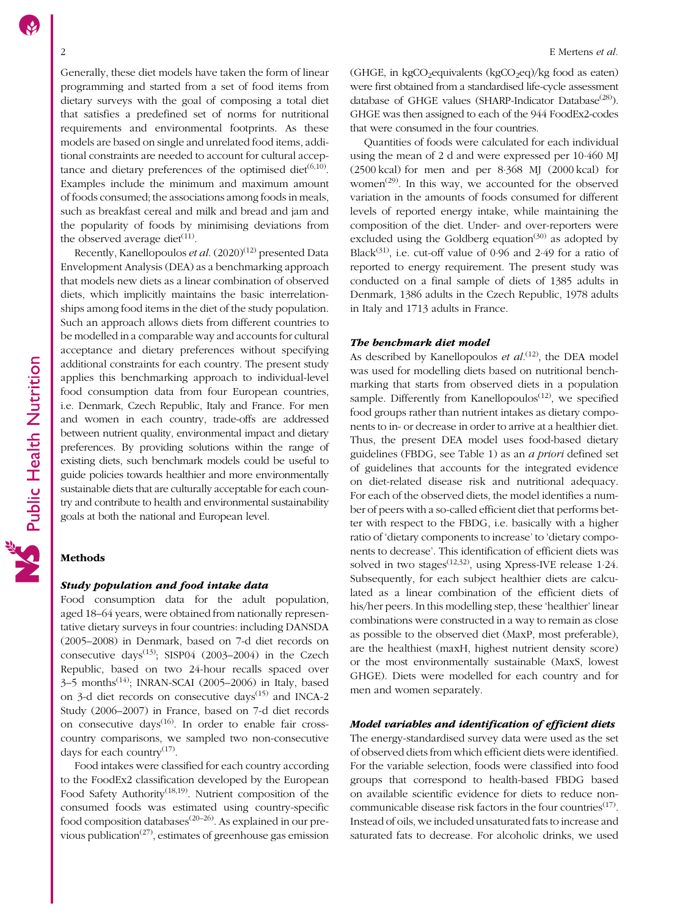Generally, these diet models have taken the form of linear programming and started from a set of food items from dietary surveys with the goal of composing a total diet that satisfies a predefined set of norms for nutritional requirements and environmental footprints. As these models are based on single and unrelated food items, additional constraints are needed to account for cultural acceptance and dietary preferences of the optimised diet[6,10]. Examples include the minimum and maximum amount of foods consumed; the associations among foods in meals, such as breakfast cereal and milk and bread and jam and the popularity of foods by minimising deviations from the observed average diet[11].

Recently, Kanellopoulos *et al.* (2020)[12] presented Data Envelopment Analysis (DEA) as a benchmarking approach that models new diets as a linear combination of observed diets, which implicitly maintains the basic interrelationships among food items in the diet of the study population. Such an approach allows diets from different countries to be modelled in a comparable way and accounts for cultural acceptance and dietary preferences without specifying additional constraints for each country. The present study applies this benchmarking approach to individual-level food consumption data from four European countries, i.e. Denmark, Czech Republic, Italy and France. For men and women in each country, trade-offs are addressed between nutrient quality, environmental impact and dietary preferences. By providing solutions within the range of existing diets, such benchmark models could be useful to guide policies towards healthier and more environmentally sustainable diets that are culturally acceptable for each country and contribute to health and environmental sustainability goals at both the national and European level.

## Methods

### Study population and food intake data

Food consumption data for the adult population, aged 18–64 years, were obtained from nationally representative dietary surveys in four countries: including DANSDA (2005–2008) in Denmark, based on 7-d diet records on consecutive days[13]; SISP04 (2003–2004) in the Czech Republic, based on two 24-hour recalls spaced over 3–5 months[14]; INRAN-SCAI (2005–2006) in Italy, based on 3-d diet records on consecutive days[15] and INCA-2 Study (2006–2007) in France, based on 7-d diet records on consecutive days[16]. In order to enable fair cross-country comparisons, we sampled two non-consecutive days for each country[17].

Food intakes were classified for each country according to the FoodEx2 classification developed by the European Food Safety Authority[18,19]. Nutrient composition of the consumed foods was estimated using country-specific food composition databases[20–26]. As explained in our previous publication[27], estimates of greenhouse gas emission (GHGE, in $kgCO_2$equivalents ($kgCO_2eq$)/kg food as eaten) were first obtained from a standardised life-cycle assessment database of GHGE values (SHARP-Indicator Database[28]). GHGE was then assigned to each of the 944 FoodEx2-codes that were consumed in the four countries.

Quantities of foods were calculated for each individual using the mean of 2 d and were expressed per 10·460 MJ (2500 kcal) for men and per 8·368 MJ (2000 kcal) for women[29]. In this way, we accounted for the observed variation in the amounts of foods consumed for different levels of reported energy intake, while maintaining the composition of the diet. Under- and over-reporters were excluded using the Goldberg equation[30] as adopted by Black[31], i.e. cut-off value of 0·96 and 2·49 for a ratio of reported to energy requirement. The present study was conducted on a final sample of diets of 1385 adults in Denmark, 1386 adults in the Czech Republic, 1978 adults in Italy and 1713 adults in France.

### The benchmark diet model

As described by Kanellopoulos *et al.*[12], the DEA model was used for modelling diets based on nutritional benchmarking that starts from observed diets in a population sample. Differently from Kanellopoulos[12], we specified food groups rather than nutrient intakes as dietary components to in- or decrease in order to arrive at a healthier diet. Thus, the present DEA model uses food-based dietary guidelines (FBDG, see Table 1) as an *a priori* defined set of guidelines that accounts for the integrated evidence on diet-related disease risk and nutritional adequacy. For each of the observed diets, the model identifies a number of peers with a so-called efficient diet that performs better with respect to the FBDG, i.e. basically with a higher ratio of 'dietary components to increase' to 'dietary components to decrease'. This identification of efficient diets was solved in two stages[12,32], using Xpress-IVE release 1·24. Subsequently, for each subject healthier diets are calculated as a linear combination of the efficient diets of his/her peers. In this modelling step, these 'healthier' linear combinations were constructed in a way to remain as close as possible to the observed diet (MaxP, most preferable), are the healthiest (maxH, highest nutrient density score) or the most environmentally sustainable (MaxS, lowest GHGE). Diets were modelled for each country and for men and women separately.

### Model variables and identification of efficient diets

The energy-standardised survey data were used as the set of observed diets from which efficient diets were identified. For the variable selection, foods were classified into food groups that correspond to health-based FBDG based on available scientific evidence for diets to reduce non-communicable disease risk factors in the four countries[17]. Instead of oils, we included unsaturated fats to increase and saturated fats to decrease. For alcoholic drinks, we used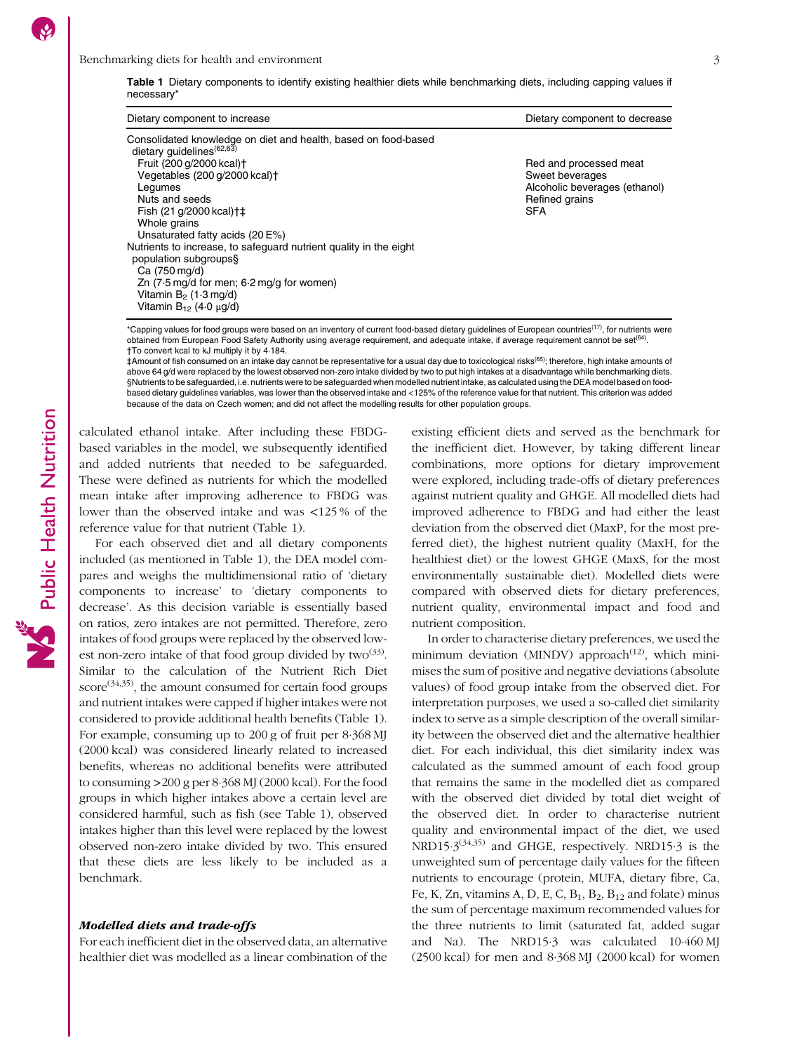**Table 1** Dietary components to identify existing healthier diets while benchmarking diets, including capping values if necessary*

| Dietary component to increase | Dietary component to decrease |
|---|---|
| Consolidated knowledge on diet and health, based on food-based dietary guidelines[62,63] | |
| Fruit (200 g/2000 kcal)† | Red and processed meat |
| Vegetables (200 g/2000 kcal)† | Sweet beverages |
| Legumes | Alcoholic beverages (ethanol) |
| Nuts and seeds | Refined grains |
| Fish (21 g/2000 kcal)†‡ | SFA |
| Whole grains | |
| Unsaturated fatty acids (20 E%) | |
| Nutrients to increase, to safeguard nutrient quality in the eight population subgroups§ | |
| Ca (750 mg/d) | |
| Zn (7·5 mg/d for men; 6·2 mg/g for women) | |
| Vitamin $B_2$ (1·3 mg/d) | |
| Vitamin $B_{12}$ (4·0 μg/d) | |

*Capping values for food groups were based on an inventory of current food-based dietary guidelines of European countries[17], for nutrients were obtained from European Food Safety Authority using average requirement, and adequate intake, if average requirement cannot be set[64].
†To convert kcal to kJ multiply it by 4·184.
‡Amount of fish consumed on an intake day cannot be representative for a usual day due to toxicological risks[65]; therefore, high intake amounts of above 64 g/d were replaced by the lowest observed non-zero intake divided by two to put high intakes at a disadvantage while benchmarking diets.
§Nutrients to be safeguarded, i.e. nutrients were to be safeguarded when modelled nutrient intake, as calculated using the DEA model based on food-based dietary guidelines variables, was lower than the observed intake and <125% of the reference value for that nutrient. This criterion was added because of the data on Czech women; and did not affect the modelling results for other population groups.

calculated ethanol intake. After including these FBDG-based variables in the model, we subsequently identified and added nutrients that needed to be safeguarded. These were defined as nutrients for which the modelled mean intake after improving adherence to FBDG was lower than the observed intake and was <125 % of the reference value for that nutrient (Table 1).

For each observed diet and all dietary components included (as mentioned in Table 1), the DEA model compares and weighs the multidimensional ratio of 'dietary components to increase' to 'dietary components to decrease'. As this decision variable is essentially based on ratios, zero intakes are not permitted. Therefore, zero intakes of food groups were replaced by the observed lowest non-zero intake of that food group divided by two[33]. Similar to the calculation of the Nutrient Rich Diet score[34,35], the amount consumed for certain food groups and nutrient intakes were capped if higher intakes were not considered to provide additional health benefits (Table 1). For example, consuming up to 200 g of fruit per 8·368 MJ (2000 kcal) was considered linearly related to increased benefits, whereas no additional benefits were attributed to consuming >200 g per 8·368 MJ (2000 kcal). For the food groups in which higher intakes above a certain level are considered harmful, such as fish (see Table 1), observed intakes higher than this level were replaced by the lowest observed non-zero intake divided by two. This ensured that these diets are less likely to be included as a benchmark.

### *Modelled diets and trade-offs*

For each inefficient diet in the observed data, an alternative healthier diet was modelled as a linear combination of the existing efficient diets and served as the benchmark for the inefficient diet. However, by taking different linear combinations, more options for dietary improvement were explored, including trade-offs of dietary preferences against nutrient quality and GHGE. All modelled diets had improved adherence to FBDG and had either the least deviation from the observed diet (MaxP, for the most preferred diet), the highest nutrient quality (MaxH, for the healthiest diet) or the lowest GHGE (MaxS, for the most environmentally sustainable diet). Modelled diets were compared with observed diets for dietary preferences, nutrient quality, environmental impact and food and nutrient composition.

In order to characterise dietary preferences, we used the minimum deviation (MINDV) approach[12], which minimises the sum of positive and negative deviations (absolute values) of food group intake from the observed diet. For interpretation purposes, we used a so-called diet similarity index to serve as a simple description of the overall similarity between the observed diet and the alternative healthier diet. For each individual, this diet similarity index was calculated as the summed amount of each food group that remains the same in the modelled diet as compared with the observed diet divided by total diet weight of the observed diet. In order to characterise nutrient quality and environmental impact of the diet, we used NRD15·3[34,35] and GHGE, respectively. NRD15·3 is the unweighted sum of percentage daily values for the fifteen nutrients to encourage (protein, MUFA, dietary fibre, Ca, Fe, K, Zn, vitamins A, D, E, C, $B_1$, $B_2$, $B_{12}$ and folate) minus the sum of percentage maximum recommended values for the three nutrients to limit (saturated fat, added sugar and Na). The NRD15·3 was calculated 10·460 MJ (2500 kcal) for men and 8·368 MJ (2000 kcal) for women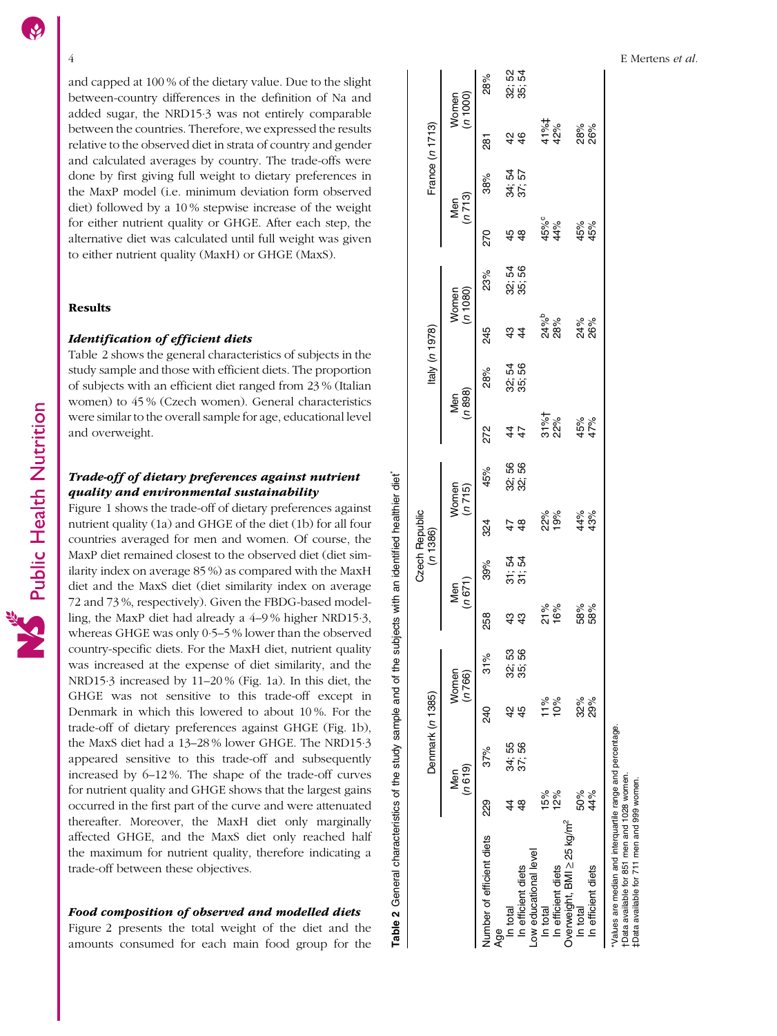and capped at 100 % of the dietary value. Due to the slight between-country differences in the definition of Na and added sugar, the NRD15·3 was not entirely comparable between the countries. Therefore, we expressed the results relative to the observed diet in strata of country and gender and calculated averages by country. The trade-offs were done by first giving full weight to dietary preferences in the MaxP model (i.e. minimum deviation form observed diet) followed by a 10 % stepwise increase of the weight for either nutrient quality or GHGE. After each step, the alternative diet was calculated until full weight was given to either nutrient quality (MaxH) or GHGE (MaxS).

## Results

### *Identification of efficient diets*

Table 2 shows the general characteristics of subjects in the study sample and those with efficient diets. The proportion of subjects with an efficient diet ranged from 23 % (Italian women) to 45 % (Czech women). General characteristics were similar to the overall sample for age, educational level and overweight.

### *Trade-off of dietary preferences against nutrient quality and environmental sustainability*

Figure 1 shows the trade-off of dietary preferences against nutrient quality (1a) and GHGE of the diet (1b) for all four countries averaged for men and women. Of course, the MaxP diet remained closest to the observed diet (diet similarity index on average 85 %) as compared with the MaxH diet and the MaxS diet (diet similarity index on average 72 and 73 %, respectively). Given the FBDG-based modelling, the MaxP diet had already a 4–9 % higher NRD15·3, whereas GHGE was only 0·5–5 % lower than the observed country-specific diets. For the MaxH diet, nutrient quality was increased at the expense of diet similarity, and the NRD15·3 increased by 11–20 % (Fig. 1a). In this diet, the GHGE was not sensitive to this trade-off except in Denmark in which this lowered to about 10 %. For the trade-off of dietary preferences against GHGE (Fig. 1b), the MaxS diet had a 13–28 % lower GHGE. The NRD15·3 appeared sensitive to this trade-off and subsequently increased by 6–12 %. The shape of the trade-off curves for nutrient quality and GHGE shows that the largest gains occurred in the first part of the curve and were attenuated thereafter. Moreover, the MaxH diet only marginally affected GHGE, and the MaxS diet only reached half the maximum for nutrient quality, therefore indicating a trade-off between these objectives.

### *Food composition of observed and modelled diets*

Figure 2 presents the total weight of the diet and the amounts consumed for each main food group for the

**Table 2** General characteristics of the study sample and of the subjects with an identified healthier diet*

| | Denmark (*n* 1385) | | | | Czech Republic (*n* 1386) | | | | Italy (*n* 1978) | | | | France (*n* 1713) | | | |
|---|---|---|---|---|---|---|---|---|---|---|---|---|---|---|---|---|
| | Men (*n* 619) | | Women (*n* 766) | | Men (*n* 671) | | Women (*n* 715) | | Men (*n* 898) | | Women (*n* 1080) | | Men (*n* 713) | | Women (*n* 1000) | |
| Number of efficient diets | 229 | 37% | 240 | 31% | 258 | 39% | 324 | 45% | 272 | 28% | 245 | 23% | 270 | 38% | 281 | 28% |
| Age | | | | | | | | | | | | | | | | |
| In total | 44 | 34; 55 | 42 | 32; 53 | 43 | 31; 54 | 47 | 32; 56 | 44 | 32; 54 | 43 | 32; 54 | 45 | 34; 54 | 42 | 32; 52 |
| In efficient diets | 48 | 37; 56 | 45 | 35; 56 | 43 | 31; 54 | 48 | 32; 56 | 47 | 35; 56 | 44 | 35; 56 | 48 | 37; 57 | 46 | 35; 54 |
| Low educational level | | | | | | | | | | | | | | | | |
| In total | 15% | | 11% | | 21% | | 22% | | 31%† | | 24%[b] | | 45%[c] | | 41%‡ | |
| In efficient diets | 12% | | 10% | | 16% | | 19% | | 22% | | 28% | | 44% | | 42% | |
| Overweight, BMI ≥ 25 kg/m² | | | | | | | | | | | | | | | | |
| In total | 50% | | 32% | | 58% | | 44% | | 45% | | 24% | | 45% | | 28% | |
| In efficient diets | 44% | | 29% | | 58% | | 43% | | 47% | | 26% | | 45% | | 26% | |

*Values are median and interquartile range and percentage.
†Data available for 851 men and 1028 women.
‡Data available for 711 men and 999 women.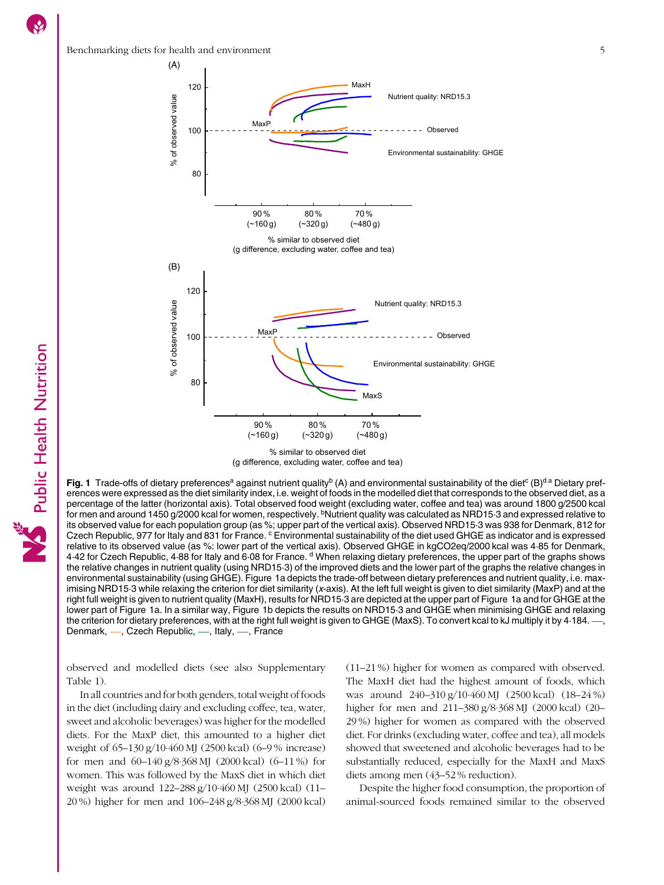**Fig. 1** Trade-offs of dietary preferences[a] against nutrient quality[b] (A) and environmental sustainability of the diet[c] (B)[d].[a] Dietary preferences were expressed as the diet similarity index, i.e. weight of foods in the modelled diet that corresponds to the observed diet, as a percentage of the latter (horizontal axis). Total observed food weight (excluding water, coffee and tea) was around 1800 g/2500 kcal for men and around 1450 g/2000 kcal for women, respectively. [b]Nutrient quality was calculated as NRD15·3 and expressed relative to its observed value for each population group (as %; upper part of the vertical axis). Observed NRD15·3 was 938 for Denmark, 812 for Czech Republic, 977 for Italy and 831 for France. [c] Environmental sustainability of the diet used GHGE as indicator and is expressed relative to its observed value (as %: lower part of the vertical axis). Observed GHGE in kgCO2eq/2000 kcal was 4·85 for Denmark, 4·42 for Czech Republic, 4·88 for Italy and 6·08 for France. [d] When relaxing dietary preferences, the upper part of the graphs shows the relative changes in nutrient quality (using NRD15·3) of the improved diets and the lower part of the graphs the relative changes in environmental sustainability (using GHGE). Figure 1a depicts the trade-off between dietary preferences and nutrient quality, i.e. maximising NRD15·3 while relaxing the criterion for diet similarity (*x*-axis). At the left full weight is given to diet similarity (MaxP) and at the right full weight is given to nutrient quality (MaxH), results for NRD15·3 are depicted at the upper part of Figure 1a and for GHGE at the lower part of Figure 1a. In a similar way, Figure 1b depicts the results on NRD15·3 and GHGE when minimising GHGE and relaxing the criterion for dietary preferences, with at the right full weight is given to GHGE (MaxS). To convert kcal to kJ multiply it by 4·184. —, Denmark, —, Czech Republic, —, Italy, —, France

observed and modelled diets (see also Supplementary Table 1).

In all countries and for both genders, total weight of foods in the diet (including dairy and excluding coffee, tea, water, sweet and alcoholic beverages) was higher for the modelled diets. For the MaxP diet, this amounted to a higher diet weight of 65–130 g/10·460 MJ (2500 kcal) (6–9 % increase) for men and 60–140 g/8·368 MJ (2000 kcal) (6–11 %) for women. This was followed by the MaxS diet in which diet weight was around 122–288 g/10·460 MJ (2500 kcal) (11–20 %) higher for men and 106–248 g/8·368 MJ (2000 kcal) (11–21 %) higher for women as compared with observed. The MaxH diet had the highest amount of foods, which was around 240–310 g/10·460 MJ (2500 kcal) (18–24 %) higher for men and 211–380 g/8·368 MJ (2000 kcal) (20–29 %) higher for women as compared with the observed diet. For drinks (excluding water, coffee and tea), all models showed that sweetened and alcoholic beverages had to be substantially reduced, especially for the MaxH and MaxS diets among men (43–52 % reduction).

Despite the higher food consumption, the proportion of animal-sourced foods remained similar to the observed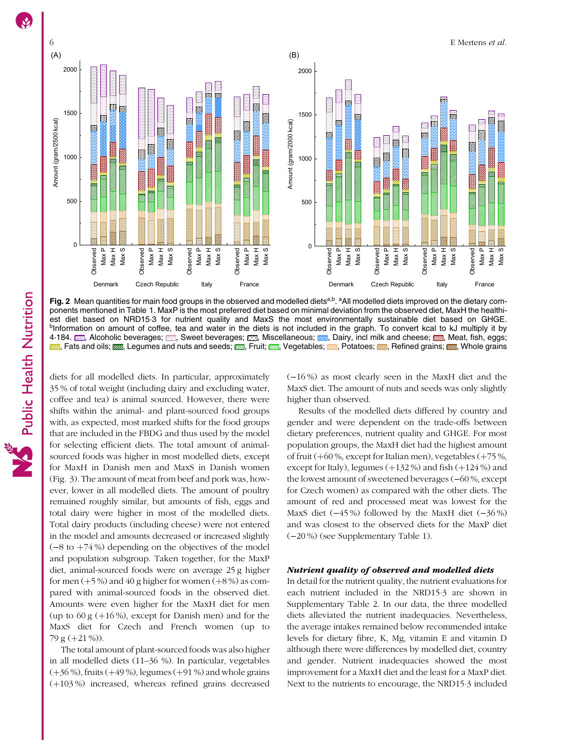**Fig. 2** Mean quantities for main food groups in the observed and modelled diets[a,b]. [a]All modelled diets improved on the dietary components mentioned in Table 1. MaxP is the most preferred diet based on minimal deviation from the observed diet, MaxH the healthiest diet based on NRD15·3 for nutrient quality and MaxS the most environmentally sustainable diet based on GHGE. [b]Information on amount of coffee, tea and water in the diets is not included in the graph. To convert kcal to kJ multiply it by 4·184. Alcoholic beverages; Sweet beverages; Miscellaneous; Dairy, incl milk and cheese; Meat, fish, eggs; Fats and oils; Legumes and nuts and seeds; Fruit; Vegetables; Potatoes; Refined grains; Whole grains

diets for all modelled diets. In particular, approximately 35 % of total weight (including dairy and excluding water, coffee and tea) is animal sourced. However, there were shifts within the animal- and plant-sourced food groups with, as expected, most marked shifts for the food groups that are included in the FBDG and thus used by the model for selecting efficient diets. The total amount of animal-sourced foods was higher in most modelled diets, except for MaxH in Danish men and MaxS in Danish women (Fig. 3). The amount of meat from beef and pork was, however, lower in all modelled diets. The amount of poultry remained roughly similar, but amounts of fish, eggs and total dairy were higher in most of the modelled diets. Total dairy products (including cheese) were not entered in the model and amounts decreased or increased slightly (−8 to +74 %) depending on the objectives of the model and population subgroup. Taken together, for the MaxP diet, animal-sourced foods were on average 25 g higher for men (+5 %) and 40 g higher for women (+8 %) as compared with animal-sourced foods in the observed diet. Amounts were even higher for the MaxH diet for men (up to 60 g (+16 %), except for Danish men) and for the MaxS diet for Czech and French women (up to 79 g (+21 %)).

The total amount of plant-sourced foods was also higher in all modelled diets (11–36 %). In particular, vegetables (+36 %), fruits (+49 %), legumes (+91 %) and whole grains (+103 %) increased, whereas refined grains decreased (−16 %) as most clearly seen in the MaxH diet and the MaxS diet. The amount of nuts and seeds was only slightly higher than observed.

Results of the modelled diets differed by country and gender and were dependent on the trade-offs between dietary preferences, nutrient quality and GHGE. For most population groups, the MaxH diet had the highest amount of fruit (+60 %, except for Italian men), vegetables (+75 %, except for Italy), legumes (+132 %) and fish (+124 %) and the lowest amount of sweetened beverages (−60 %, except for Czech women) as compared with the other diets. The amount of red and processed meat was lowest for the MaxS diet (−45 %) followed by the MaxH diet (−36 %) and was closest to the observed diets for the MaxP diet (−20 %) (see Supplementary Table 1).

### *Nutrient quality of observed and modelled diets*

In detail for the nutrient quality, the nutrient evaluations for each nutrient included in the NRD15·3 are shown in Supplementary Table 2. In our data, the three modelled diets alleviated the nutrient inadequacies. Nevertheless, the average intakes remained below recommended intake levels for dietary fibre, K, Mg, vitamin E and vitamin D although there were differences by modelled diet, country and gender. Nutrient inadequacies showed the most improvement for a MaxH diet and the least for a MaxP diet. Next to the nutrients to encourage, the NRD15·3 included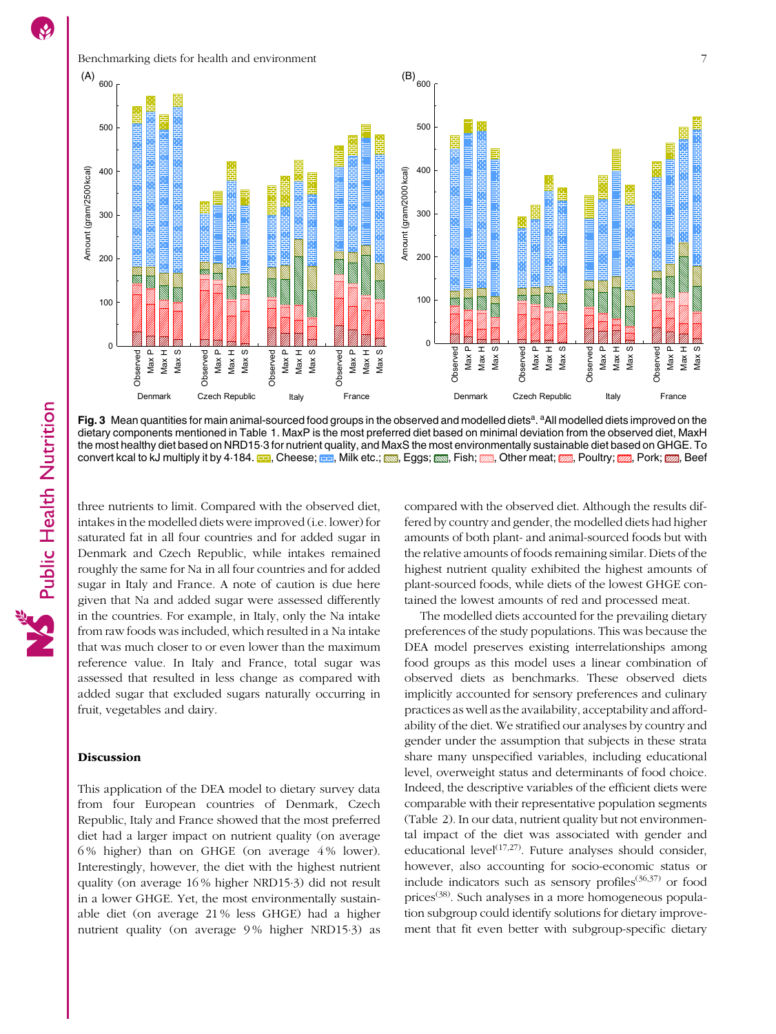**Fig. 3** Mean quantities for main animal-sourced food groups in the observed and modelled diets[a]. [a]All modelled diets improved on the dietary components mentioned in Table 1. MaxP is the most preferred diet based on minimal deviation from the observed diet, MaxH the most healthy diet based on NRD15·3 for nutrient quality, and MaxS the most environmentally sustainable diet based on GHGE. To convert kcal to kJ multiply it by 4·184. Cheese; Milk etc.; Eggs; Fish; Other meat; Poultry; Pork; Beef

three nutrients to limit. Compared with the observed diet, intakes in the modelled diets were improved (i.e. lower) for saturated fat in all four countries and for added sugar in Denmark and Czech Republic, while intakes remained roughly the same for Na in all four countries and for added sugar in Italy and France. A note of caution is due here given that Na and added sugar were assessed differently in the countries. For example, in Italy, only the Na intake from raw foods was included, which resulted in a Na intake that was much closer to or even lower than the maximum reference value. In Italy and France, total sugar was assessed that resulted in less change as compared with added sugar that excluded sugars naturally occurring in fruit, vegetables and dairy.

## Discussion

This application of the DEA model to dietary survey data from four European countries of Denmark, Czech Republic, Italy and France showed that the most preferred diet had a larger impact on nutrient quality (on average 6 % higher) than on GHGE (on average 4 % lower). Interestingly, however, the diet with the highest nutrient quality (on average 16 % higher NRD15·3) did not result in a lower GHGE. Yet, the most environmentally sustainable diet (on average 21 % less GHGE) had a higher nutrient quality (on average 9 % higher NRD15·3) as compared with the observed diet. Although the results differed by country and gender, the modelled diets had higher amounts of both plant- and animal-sourced foods but with the relative amounts of foods remaining similar. Diets of the highest nutrient quality exhibited the highest amounts of plant-sourced foods, while diets of the lowest GHGE contained the lowest amounts of red and processed meat.

The modelled diets accounted for the prevailing dietary preferences of the study populations. This was because the DEA model preserves existing interrelationships among food groups as this model uses a linear combination of observed diets as benchmarks. These observed diets implicitly accounted for sensory preferences and culinary practices as well as the availability, acceptability and affordability of the diet. We stratified our analyses by country and gender under the assumption that subjects in these strata share many unspecified variables, including educational level, overweight status and determinants of food choice. Indeed, the descriptive variables of the efficient diets were comparable with their representative population segments (Table 2). In our data, nutrient quality but not environmental impact of the diet was associated with gender and educational level[17,27]. Future analyses should consider, however, also accounting for socio-economic status or include indicators such as sensory profiles[36,37] or food prices[38]. Such analyses in a more homogeneous population subgroup could identify solutions for dietary improvement that fit even better with subgroup-specific dietary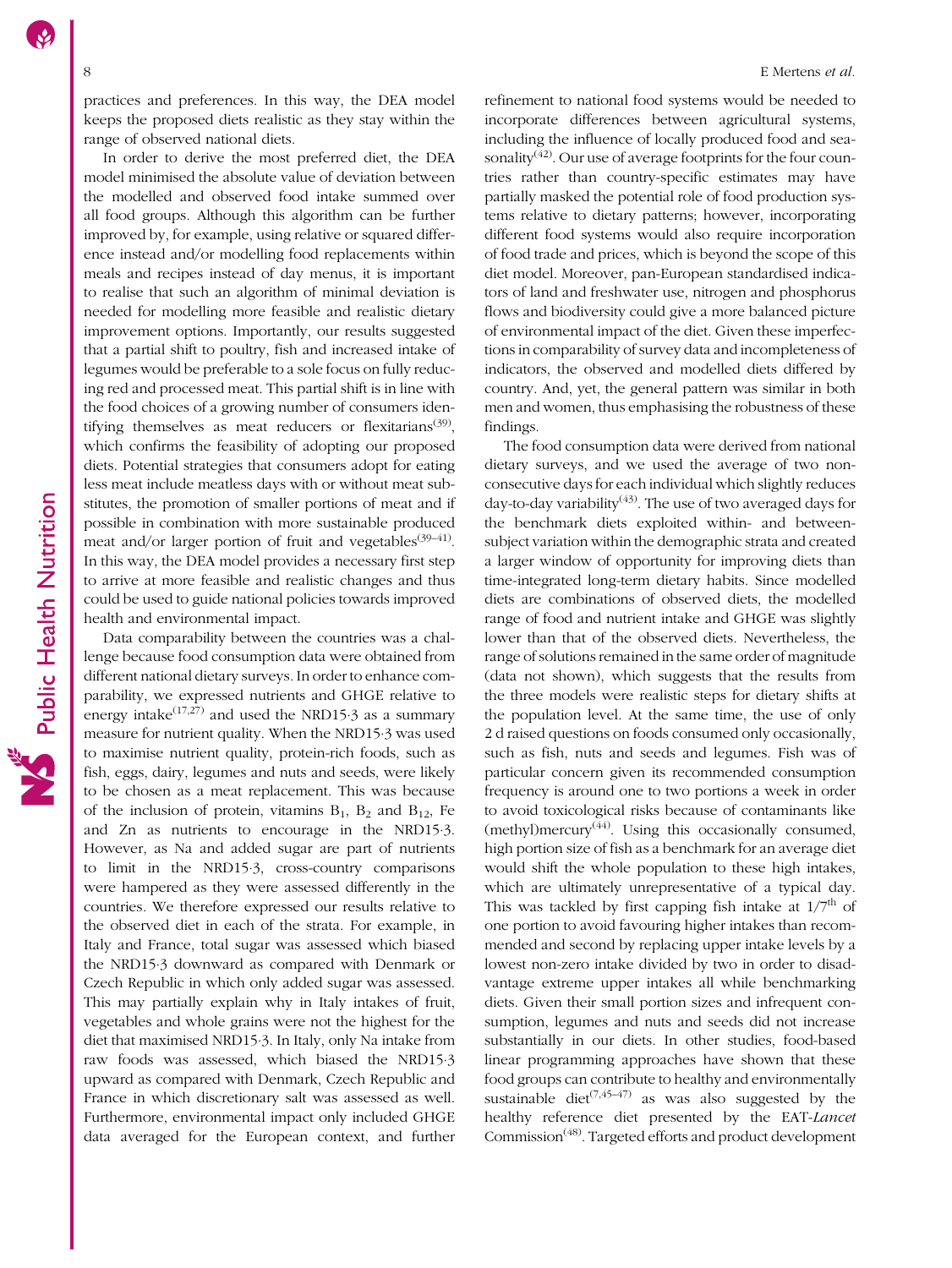practices and preferences. In this way, the DEA model keeps the proposed diets realistic as they stay within the range of observed national diets.

In order to derive the most preferred diet, the DEA model minimised the absolute value of deviation between the modelled and observed food intake summed over all food groups. Although this algorithm can be further improved by, for example, using relative or squared difference instead and/or modelling food replacements within meals and recipes instead of day menus, it is important to realise that such an algorithm of minimal deviation is needed for modelling more feasible and realistic dietary improvement options. Importantly, our results suggested that a partial shift to poultry, fish and increased intake of legumes would be preferable to a sole focus on fully reducing red and processed meat. This partial shift is in line with the food choices of a growing number of consumers identifying themselves as meat reducers or flexitarians[39], which confirms the feasibility of adopting our proposed diets. Potential strategies that consumers adopt for eating less meat include meatless days with or without meat substitutes, the promotion of smaller portions of meat and if possible in combination with more sustainable produced meat and/or larger portion of fruit and vegetables[39–41]. In this way, the DEA model provides a necessary first step to arrive at more feasible and realistic changes and thus could be used to guide national policies towards improved health and environmental impact.

Data comparability between the countries was a challenge because food consumption data were obtained from different national dietary surveys. In order to enhance comparability, we expressed nutrients and GHGE relative to energy intake[17,27] and used the NRD15·3 as a summary measure for nutrient quality. When the NRD15·3 was used to maximise nutrient quality, protein-rich foods, such as fish, eggs, dairy, legumes and nuts and seeds, were likely to be chosen as a meat replacement. This was because of the inclusion of protein, vitamins $B_1$, $B_2$ and $B_{12}$, Fe and Zn as nutrients to encourage in the NRD15·3. However, as Na and added sugar are part of nutrients to limit in the NRD15·3, cross-country comparisons were hampered as they were assessed differently in the countries. We therefore expressed our results relative to the observed diet in each of the strata. For example, in Italy and France, total sugar was assessed which biased the NRD15·3 downward as compared with Denmark or Czech Republic in which only added sugar was assessed. This may partially explain why in Italy intakes of fruit, vegetables and whole grains were not the highest for the diet that maximised NRD15·3. In Italy, only Na intake from raw foods was assessed, which biased the NRD15·3 upward as compared with Denmark, Czech Republic and France in which discretionary salt was assessed as well. Furthermore, environmental impact only included GHGE data averaged for the European context, and further refinement to national food systems would be needed to incorporate differences between agricultural systems, including the influence of locally produced food and seasonality[42]. Our use of average footprints for the four countries rather than country-specific estimates may have partially masked the potential role of food production systems relative to dietary patterns; however, incorporating different food systems would also require incorporation of food trade and prices, which is beyond the scope of this diet model. Moreover, pan-European standardised indicators of land and freshwater use, nitrogen and phosphorus flows and biodiversity could give a more balanced picture of environmental impact of the diet. Given these imperfections in comparability of survey data and incompleteness of indicators, the observed and modelled diets differed by country. And, yet, the general pattern was similar in both men and women, thus emphasising the robustness of these findings.

The food consumption data were derived from national dietary surveys, and we used the average of two non-consecutive days for each individual which slightly reduces day-to-day variability[43]. The use of two averaged days for the benchmark diets exploited within- and between-subject variation within the demographic strata and created a larger window of opportunity for improving diets than time-integrated long-term dietary habits. Since modelled diets are combinations of observed diets, the modelled range of food and nutrient intake and GHGE was slightly lower than that of the observed diets. Nevertheless, the range of solutions remained in the same order of magnitude (data not shown), which suggests that the results from the three models were realistic steps for dietary shifts at the population level. At the same time, the use of only 2 d raised questions on foods consumed only occasionally, such as fish, nuts and seeds and legumes. Fish was of particular concern given its recommended consumption frequency is around one to two portions a week in order to avoid toxicological risks because of contaminants like (methyl)mercury[44]. Using this occasionally consumed, high portion size of fish as a benchmark for an average diet would shift the whole population to these high intakes, which are ultimately unrepresentative of a typical day. This was tackled by first capping fish intake at 1/7th of one portion to avoid favouring higher intakes than recommended and second by replacing upper intake levels by a lowest non-zero intake divided by two in order to disadvantage extreme upper intakes all while benchmarking diets. Given their small portion sizes and infrequent consumption, legumes and nuts and seeds did not increase substantially in our diets. In other studies, food-based linear programming approaches have shown that these food groups can contribute to healthy and environmentally sustainable diet[7,45–47] as was also suggested by the healthy reference diet presented by the EAT-*Lancet* Commission[48]. Targeted efforts and product development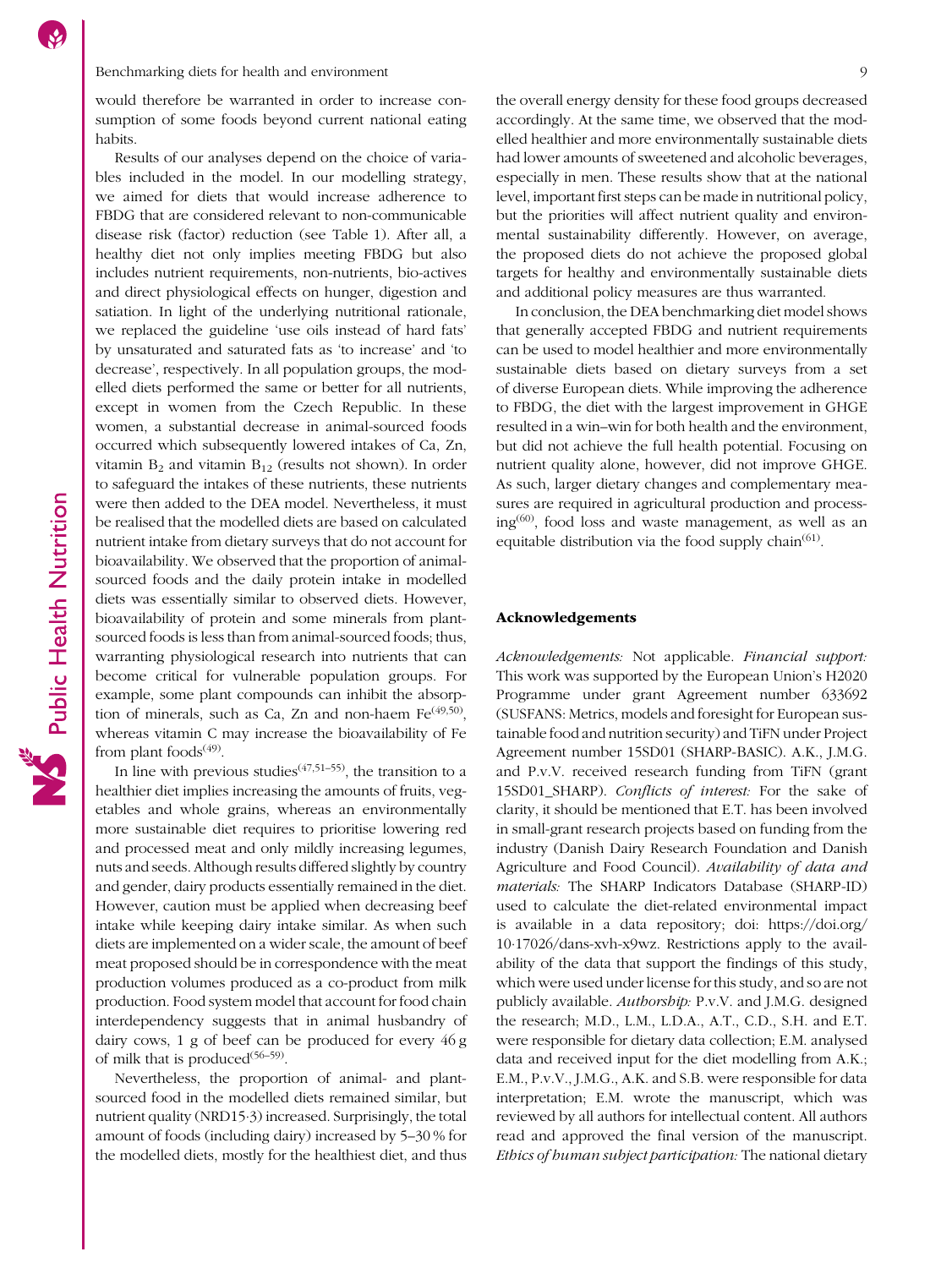would therefore be warranted in order to increase consumption of some foods beyond current national eating habits.

Results of our analyses depend on the choice of variables included in the model. In our modelling strategy, we aimed for diets that would increase adherence to FBDG that are considered relevant to non-communicable disease risk (factor) reduction (see Table 1). After all, a healthy diet not only implies meeting FBDG but also includes nutrient requirements, non-nutrients, bio-actives and direct physiological effects on hunger, digestion and satiation. In light of the underlying nutritional rationale, we replaced the guideline 'use oils instead of hard fats' by unsaturated and saturated fats as 'to increase' and 'to decrease', respectively. In all population groups, the modelled diets performed the same or better for all nutrients, except in women from the Czech Republic. In these women, a substantial decrease in animal-sourced foods occurred which subsequently lowered intakes of Ca, Zn, vitamin $B_2$ and vitamin $B_{12}$ (results not shown). In order to safeguard the intakes of these nutrients, these nutrients were then added to the DEA model. Nevertheless, it must be realised that the modelled diets are based on calculated nutrient intake from dietary surveys that do not account for bioavailability. We observed that the proportion of animal-sourced foods and the daily protein intake in modelled diets was essentially similar to observed diets. However, bioavailability of protein and some minerals from plant-sourced foods is less than from animal-sourced foods; thus, warranting physiological research into nutrients that can become critical for vulnerable population groups. For example, some plant compounds can inhibit the absorption of minerals, such as Ca, Zn and non-haem Fe[49,50], whereas vitamin C may increase the bioavailability of Fe from plant foods[49].

In line with previous studies[47,51–55], the transition to a healthier diet implies increasing the amounts of fruits, vegetables and whole grains, whereas an environmentally more sustainable diet requires to prioritise lowering red and processed meat and only mildly increasing legumes, nuts and seeds. Although results differed slightly by country and gender, dairy products essentially remained in the diet. However, caution must be applied when decreasing beef intake while keeping dairy intake similar. As when such diets are implemented on a wider scale, the amount of beef meat proposed should be in correspondence with the meat production volumes produced as a co-product from milk production. Food system model that account for food chain interdependency suggests that in animal husbandry of dairy cows, 1 g of beef can be produced for every 46 g of milk that is produced[56–59].

Nevertheless, the proportion of animal- and plant-sourced food in the modelled diets remained similar, but nutrient quality (NRD15·3) increased. Surprisingly, the total amount of foods (including dairy) increased by 5–30 % for the modelled diets, mostly for the healthiest diet, and thus the overall energy density for these food groups decreased accordingly. At the same time, we observed that the modelled healthier and more environmentally sustainable diets had lower amounts of sweetened and alcoholic beverages, especially in men. These results show that at the national level, important first steps can be made in nutritional policy, but the priorities will affect nutrient quality and environmental sustainability differently. However, on average, the proposed diets do not achieve the proposed global targets for healthy and environmentally sustainable diets and additional policy measures are thus warranted.

In conclusion, the DEA benchmarking diet model shows that generally accepted FBDG and nutrient requirements can be used to model healthier and more environmentally sustainable diets based on dietary surveys from a set of diverse European diets. While improving the adherence to FBDG, the diet with the largest improvement in GHGE resulted in a win–win for both health and the environment, but did not achieve the full health potential. Focusing on nutrient quality alone, however, did not improve GHGE. As such, larger dietary changes and complementary measures are required in agricultural production and processing[60], food loss and waste management, as well as an equitable distribution via the food supply chain[61].

## Acknowledgements

*Acknowledgements:* Not applicable. *Financial support:* This work was supported by the European Union's H2020 Programme under grant Agreement number 633692 (SUSFANS: Metrics, models and foresight for European sustainable food and nutrition security) and TiFN under Project Agreement number 15SD01 (SHARP-BASIC). A.K., J.M.G. and P.v.V. received research funding from TiFN (grant 15SD01_SHARP). *Conflicts of interest:* For the sake of clarity, it should be mentioned that E.T. has been involved in small-grant research projects based on funding from the industry (Danish Dairy Research Foundation and Danish Agriculture and Food Council). *Availability of data and materials:* The SHARP Indicators Database (SHARP-ID) used to calculate the diet-related environmental impact is available in a data repository; doi: https://doi.org/10·17026/dans-xvh-x9wz. Restrictions apply to the availability of the data that support the findings of this study, which were used under license for this study, and so are not publicly available. *Authorship:* P.v.V. and J.M.G. designed the research; M.D., L.M., L.D.A., A.T., C.D., S.H. and E.T. were responsible for dietary data collection; E.M. analysed data and received input for the diet modelling from A.K.; E.M., P.v.V., J.M.G., A.K. and S.B. were responsible for data interpretation; E.M. wrote the manuscript, which was reviewed by all authors for intellectual content. All authors read and approved the final version of the manuscript. *Ethics of human subject participation:* The national dietary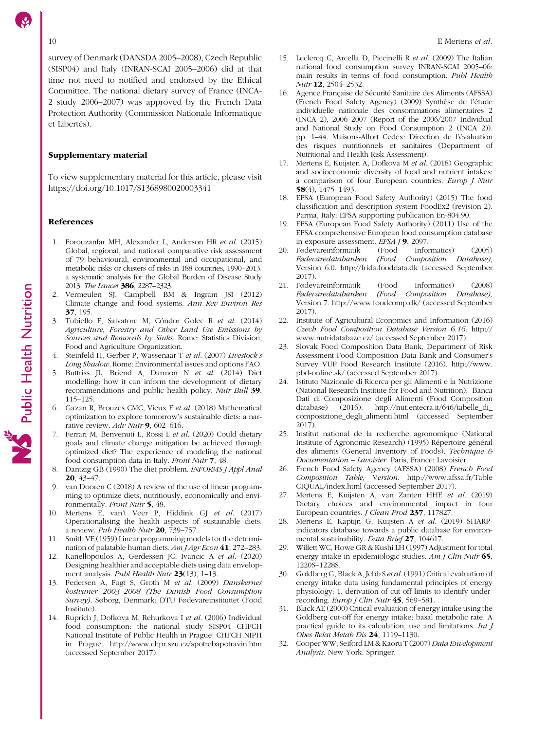survey of Denmark (DANSDA 2005–2008), Czech Republic (SISP04) and Italy (INRAN-SCAI 2005–2006) did at that time not need to notified and endorsed by the Ethical Committee. The national dietary survey of France (INCA-2 study 2006–2007) was approved by the French Data Protection Authority (Commission Nationale Informatique et Libertés).

## Supplementary material

To view supplementary material for this article, please visit https://doi.org/10.1017/S1368980020003341

## References

1. Forouzanfar MH, Alexander L, Anderson HR *et al.* (2015) Global, regional, and national comparative risk assessment of 79 behavioural, environmental and occupational, and metabolic risks or clusters of risks in 188 countries, 1990–2013: a systematic analysis for the Global Burden of Disease Study 2013. *The Lancet* **386**, 2287–2323.
2. Vermeulen SJ, Campbell BM & Ingram JSI (2012) Climate change and food systems. *Ann Rev Environ Res* **37**, 195.
3. Tubiello F, Salvatore M, Cóndor Golec R *et al.* (2014) *Agriculture, Forestry and Other Land Use Emissions by Sources and Removals by Sinks*. Rome: Statistics Division, Food and Agriculture Organization.
4. Steinfeld H, Gerber P, Wassenaar T *et al.* (2007) *Livestock's Long Shadow*. Rome: Environmental issues and options FAO.
5. Buttriss JL, Briend A, Darmon N *et al.* (2014) Diet modelling: how it can inform the development of dietary recommendations and public health policy. *Nutr Bull* **39**, 115–125.
6. Gazan R, Brouzes CMC, Vieux F *et al.* (2018) Mathematical optimization to explore tomorrow's sustainable diets: a narrative review. *Adv Nutr* **9**, 602–616.
7. Ferrari M, Benvenuti L, Rossi L *et al.* (2020) Could dietary goals and climate change mitigation be achieved through optimized diet? The experience of modeling the national food consumption data in Italy. *Front Nutr* **7**, 48.
8. Dantzig GB (1990) The diet problem. *INFORMS J Appl Anal* **20**, 43–47.
9. van Dooren C (2018) A review of the use of linear programming to optimize diets, nutritiously, economically and environmentally. *Front Nutr* **5**, 48.
10. Mertens E, van't Veer P, Hiddink GJ *et al.* (2017) Operationalising the health aspects of sustainable diets: a review. *Pub Health Nutr* **20**, 739–757.
11. Smith VE (1959) Linear programming models for the determination of palatable human diets. *Am J Agr Econ* **41**, 272–283.
12. Kanellopoulos A, Gerdessen JC, Ivancic A *et al.* (2020) Designing healthier and acceptable diets using data envelopment analysis. *Publ Health Nutr* **23**(13), 1–13.
13. Pedersen A, Fagt S, Groth M *et al.* (2009) *Danskernes kostvaner 2003–2008 (The Danish Food Consumption Survey)*. Søborg, Denmark: DTU Fødevareinstituttet (Food Institute).
14. Ruprich J, Dofkova M, Rehurkova I *et al.* (2006) Individual food consumption: the national study SISP04 CHFCH National Institute of Public Health in Prague: CHFCH NIPH in Prague. http://www.chpr.szu.cz/spotrebapotravin.htm (accessed September 2017).
15. Leclercq C, Arcella D, Piccinelli R *et al.* (2009) The Italian national food consumption survey INRAN-SCAI 2005–06: main results in terms of food consumption. *Publ Health Nutr* **12**, 2504–2532.
16. Agence Française de Sécurité Sanitaire des Aliments (AFSSA) (French Food Safety Agency) (2009) Synthèse de l'étude individuelle nationale des consommations alimentaires 2 (INCA 2), 2006–2007 (Report of the 2006/2007 Individual and National Study on Food Consumption 2 (INCA 2)). pp. 1–44. Maisons-Alfort Cedex: Direction de l'évaluation des risques nutritionnels et sanitaires (Department of Nutritional and Health Risk Assessment).
17. Mertens E, Kuijsten A, Dofkova M *et al.* (2018) Geographic and socioeconomic diversity of food and nutrient intakes: a comparison of four European countries. *Europ J Nutr* **58**(4), 1475–1493.
18. EFSA (European Food Safety Authority) (2015) The food classification and description system FoodEx2 (revision 2). Parma, Italy: EFSA supporting publication En-804:90.
19. EFSA (European Food Safety Authority) (2011) Use of the EFSA comprehensive European food consumption database in exposure assessment. *EFSA J* **9**, 2097.
20. Fødevareinformatik (Food Informatics) (2005) *Fødevaredatabanken (Food Composition Database)*, Version 6.0. http://frida.fooddata.dk (accessed September 2017).
21. Fødevareinformatik (Food Informatics) (2008) *Fødevaredatabanken (Food Composition Database),* Version 7. http://www.foodcomp.dk/ (accessed September 2017).
22. Institute of Agricultural Economics and Information (2016) *Czech Food Composition Database Version 6.16*. http://www.nutridatabaze.cz/ (accessed September 2017).
23. Slovak Food Composition Data Bank, Department of Risk Assessment Food Composition Data Bank and Consumer's Survey VUP Food Research Institute (2016). http://www.pbd-online.sk/ (accessed September 2017).
24. Istituto Nazionale di Ricerca per gli Alimenti e la Nutrizione (National Research Institute for Food and Nutrition), Banca Dati di Composizione degli Alimenti (Food Composition database) (2016). http://nut.entecra.it/646/tabelle_di_composizione_degli_alimenti.html (accessed September 2017).
25. Institut national de la recherche agronomique (National Institute of Agronomic Research) (1995) Répertoire général des aliments (General Inventory of Foods). *Technique & Documentation – Lavoisier*. Paris, France: Lavoisier.
26. French Food Safety Agency (AFSSA) (2008) *French Food Composition Table, Version*. http://www.afssa.fr/TableCIQUAL/index.html (accessed September 2017).
27. Mertens E, Kuijsten A, van Zanten HHE *et al.* (2019) Dietary choices and environmental impact in four European countries. *J Clean Prod* **237**, 117827.
28. Mertens E, Kaptijn G, Kuijsten A *et al.* (2019) SHARP-indicators database towards a public database for environmental sustainability. *Data Brief* **27**, 104617.
29. Willett WC, Howe GR & Kushi LH (1997) Adjustment for total energy intake in epidemiologic studies. *Am J Clin Nutr* **65**, 1220S–1228S.
30. Goldberg G, Black A, Jebb S *et al.* (1991) Critical evaluation of energy intake data using fundamental principles of energy physiology: 1. derivation of cut-off limits to identify under-recording. *Europ J Clin Nutr* **45**, 569–581.
31. Black AE (2000) Critical evaluation of energy intake using the Goldberg cut-off for energy intake: basal metabolic rate. A practical guide to its calculation, use and limitations. *Int J Obes Relat Metab Dis* **24**, 1119–1130.
32. Cooper WW, Seiford LM & Kaoru T (2007) *Data Envelopment Analysis*. New York: Springer.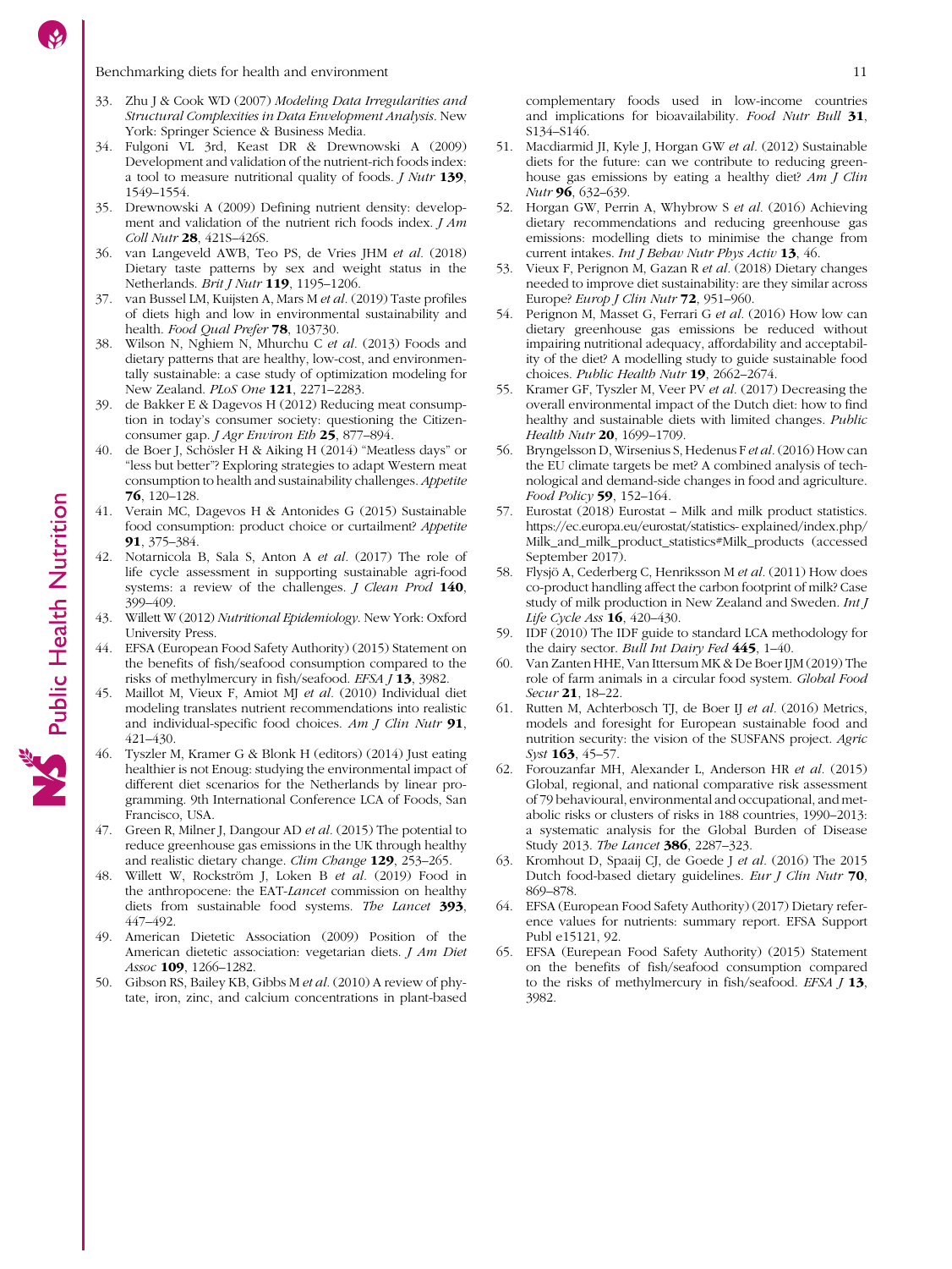33. Zhu J & Cook WD (2007) *Modeling Data Irregularities and Structural Complexities in Data Envelopment Analysis*. New York: Springer Science & Business Media.
34. Fulgoni VL 3rd, Keast DR & Drewnowski A (2009) Development and validation of the nutrient-rich foods index: a tool to measure nutritional quality of foods. *J Nutr* **139**, 1549–1554.
35. Drewnowski A (2009) Defining nutrient density: development and validation of the nutrient rich foods index. *J Am Coll Nutr* **28**, 421S–426S.
36. van Langeveld AWB, Teo PS, de Vries JHM *et al.* (2018) Dietary taste patterns by sex and weight status in the Netherlands. *Brit J Nutr* **119**, 1195–1206.
37. van Bussel LM, Kuijsten A, Mars M *et al.* (2019) Taste profiles of diets high and low in environmental sustainability and health. *Food Qual Prefer* **78**, 103730.
38. Wilson N, Nghiem N, Mhurchu C *et al.* (2013) Foods and dietary patterns that are healthy, low-cost, and environmentally sustainable: a case study of optimization modeling for New Zealand. *PLoS One* **121**, 2271–2283.
39. de Bakker E & Dagevos H (2012) Reducing meat consumption in today's consumer society: questioning the Citizen-consumer gap. *J Agr Environ Eth* **25**, 877–894.
40. de Boer J, Schösler H & Aiking H (2014) "Meatless days" or "less but better"? Exploring strategies to adapt Western meat consumption to health and sustainability challenges. *Appetite* **76**, 120–128.
41. Verain MC, Dagevos H & Antonides G (2015) Sustainable food consumption: product choice or curtailment? *Appetite* **91**, 375–384.
42. Notarnicola B, Sala S, Anton A *et al.* (2017) The role of life cycle assessment in supporting sustainable agri-food systems: a review of the challenges. *J Clean Prod* **140**, 399–409.
43. Willett W (2012) *Nutritional Epidemiology*. New York: Oxford University Press.
44. EFSA (European Food Safety Authority) (2015) Statement on the benefits of fish/seafood consumption compared to the risks of methylmercury in fish/seafood. *EFSA J* **13**, 3982.
45. Maillot M, Vieux F, Amiot MJ *et al.* (2010) Individual diet modeling translates nutrient recommendations into realistic and individual-specific food choices. *Am J Clin Nutr* **91**, 421–430.
46. Tyszler M, Kramer G & Blonk H (editors) (2014) Just eating healthier is not Enoug: studying the environmental impact of different diet scenarios for the Netherlands by linear programming. 9th International Conference LCA of Foods, San Francisco, USA.
47. Green R, Milner J, Dangour AD *et al.* (2015) The potential to reduce greenhouse gas emissions in the UK through healthy and realistic dietary change. *Clim Change* **129**, 253–265.
48. Willett W, Rockström J, Loken B *et al.* (2019) Food in the anthropocene: the EAT-*Lancet* commission on healthy diets from sustainable food systems. *The Lancet* **393**, 447–492.
49. American Dietetic Association (2009) Position of the American dietetic association: vegetarian diets. *J Am Diet Assoc* **109**, 1266–1282.
50. Gibson RS, Bailey KB, Gibbs M *et al.* (2010) A review of phytate, iron, zinc, and calcium concentrations in plant-based complementary foods used in low-income countries and implications for bioavailability. *Food Nutr Bull* **31**, S134–S146.
51. Macdiarmid JI, Kyle J, Horgan GW *et al.* (2012) Sustainable diets for the future: can we contribute to reducing greenhouse gas emissions by eating a healthy diet? *Am J Clin Nutr* **96**, 632–639.
52. Horgan GW, Perrin A, Whybrow S *et al.* (2016) Achieving dietary recommendations and reducing greenhouse gas emissions: modelling diets to minimise the change from current intakes. *Int J Behav Nutr Phys Activ* **13**, 46.
53. Vieux F, Perignon M, Gazan R *et al.* (2018) Dietary changes needed to improve diet sustainability: are they similar across Europe? *Europ J Clin Nutr* **72**, 951–960.
54. Perignon M, Masset G, Ferrari G *et al.* (2016) How low can dietary greenhouse gas emissions be reduced without impairing nutritional adequacy, affordability and acceptability of the diet? A modelling study to guide sustainable food choices. *Public Health Nutr* **19**, 2662–2674.
55. Kramer GF, Tyszler M, Veer PV *et al.* (2017) Decreasing the overall environmental impact of the Dutch diet: how to find healthy and sustainable diets with limited changes. *Public Health Nutr* **20**, 1699–1709.
56. Bryngelsson D, Wirsenius S, Hedenus F *et al.* (2016) How can the EU climate targets be met? A combined analysis of technological and demand-side changes in food and agriculture. *Food Policy* **59**, 152–164.
57. Eurostat (2018) Eurostat – Milk and milk product statistics. https://ec.europa.eu/eurostat/statistics- explained/index.php/Milk_and_milk_product_statistics#Milk_products (accessed September 2017).
58. Flysjö A, Cederberg C, Henriksson M *et al.* (2011) How does co-product handling affect the carbon footprint of milk? Case study of milk production in New Zealand and Sweden. *Int J Life Cycle Ass* **16**, 420–430.
59. IDF (2010) The IDF guide to standard LCA methodology for the dairy sector. *Bull Int Dairy Fed* **445**, 1–40.
60. Van Zanten HHE, Van Ittersum MK & De Boer IJM (2019) The role of farm animals in a circular food system. *Global Food Secur* **21**, 18–22.
61. Rutten M, Achterbosch TJ, de Boer IJ *et al.* (2016) Metrics, models and foresight for European sustainable food and nutrition security: the vision of the SUSFANS project. *Agric Syst* **163**, 45–57.
62. Forouzanfar MH, Alexander L, Anderson HR *et al.* (2015) Global, regional, and national comparative risk assessment of 79 behavioural, environmental and occupational, and metabolic risks or clusters of risks in 188 countries, 1990–2013: a systematic analysis for the Global Burden of Disease Study 2013. *The Lancet* **386**, 2287–323.
63. Kromhout D, Spaaij CJ, de Goede J *et al.* (2016) The 2015 Dutch food-based dietary guidelines. *Eur J Clin Nutr* **70**, 869–878.
64. EFSA (European Food Safety Authority) (2017) Dietary reference values for nutrients: summary report. EFSA Support Publ e15121, 92.
65. EFSA (Eurepean Food Safety Authority) (2015) Statement on the benefits of fish/seafood consumption compared to the risks of methylmercury in fish/seafood. *EFSA J* **13**, 3982.